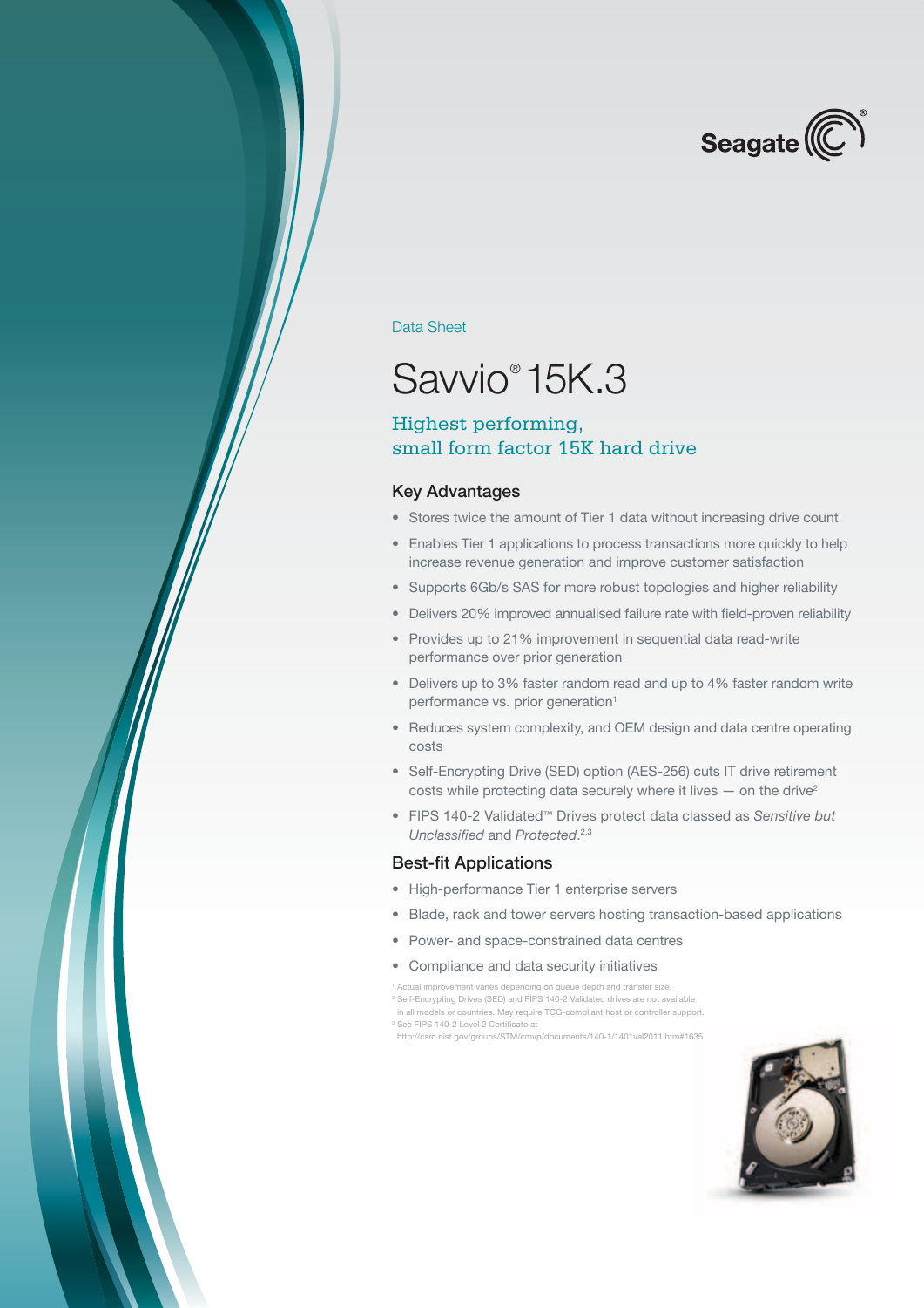Seagate

Data Sheet

# Savvio® 15K.3

## Highest performing, small form factor 15K hard drive

### Key Advantages

- Stores twice the amount of Tier 1 data without increasing drive count
- Enables Tier 1 applications to process transactions more quickly to help increase revenue generation and improve customer satisfaction
- Supports 6Gb/s SAS for more robust topologies and higher reliability
- Delivers 20% improved annualised failure rate with field-proven reliability
- Provides up to 21% improvement in sequential data read-write performance over prior generation
- Delivers up to 3% faster random read and up to 4% faster random write performance vs. prior generation[1]
- Reduces system complexity, and OEM design and data centre operating costs
- Self-Encrypting Drive (SED) option (AES-256) cuts IT drive retirement costs while protecting data securely where it lives — on the drive[2]
- FIPS 140-2 Validated™ Drives protect data classed as *Sensitive but Unclassified* and *Protected*.[2,3]

### Best-fit Applications

- High-performance Tier 1 enterprise servers
- Blade, rack and tower servers hosting transaction-based applications
- Power- and space-constrained data centres
- Compliance and data security initiatives

[1] Actual improvement varies depending on queue depth and transfer size.
[2] Self-Encrypting Drives (SED) and FIPS 140-2 Validated drives are not available in all models or countries. May require TCG-compliant host or controller support.
[3] See FIPS 140-2 Level 2 Certificate at http://csrc.nist.gov/groups/STM/cmvp/documents/140-1/1401val2011.htm#1635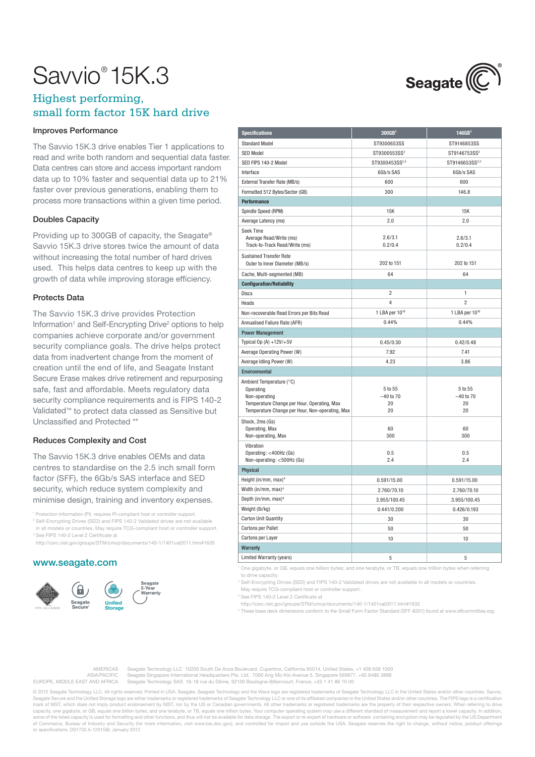# Savvio® 15K.3

## Highest performing, small form factor 15K hard drive

### Improves Performance

The Savvio 15K.3 drive enables Tier 1 applications to read and write both random and sequential data faster. Data centres can store and access important random data up to 10% faster and sequential data up to 21% faster over previous generations, enabling them to process more transactions within a given time period.

### Doubles Capacity

Providing up to 300GB of capacity, the Seagate® Savvio 15K.3 drive stores twice the amount of data without increasing the total number of hard drives used. This helps data centres to keep up with the growth of data while improving storage efficiency.

### Protects Data

The Savvio 15K.3 drive provides Protection Information[1] and Self-Encrypting Drive[2] options to help companies achieve corporate and/or government security compliance goals. The drive helps protect data from inadvertent change from the moment of creation until the end of life, and Seagate Instant Secure Erase makes drive retirement and repurposing safe, fast and affordable. Meets regulatory data security compliance requirements and is FIPS 140-2 Validated™ to protect data classed as Sensitive but Unclassified and Protected **

### Reduces Complexity and Cost

The Savvio 15K.3 drive enables OEMs and data centres to standardise on the 2.5 inch small form factor (SFF), the 6Gb/s SAS interface and SED security, which reduce system complexity and minimise design, training and inventory expenses.

[1] Protection Information (PI) requires PI-compliant host or controller support.
[2] Self-Encrypting Drives (SED) and FIPS 140-2 Validated drives are not available in all models or countries. May require TCG-compliant host or controller support.
[3] See FIPS 140-2 Level 2 Certificate at http://csrc.nist.gov/groups/STM/cmvp/documents/140-1/1401val2011.htm#1635

**www.seagate.com**

FIPS 140-2 INSIDE · Seagate Secure® · Unified Storage · Seagate 5-Year Warranty

| Specifications | 300GB[1] | 146GB[1] |
|---|---|---|
| Standard Model | ST9300653SS | ST9146853SS |
| SED Model | ST9300553SS[2] | ST9146753SS[2] |
| SED FIPS 140-2 Model | ST9300453SS[2,3] | ST9146653SS[2,3] |
| Interface | 6Gb/s SAS | 6Gb/s SAS |
| External Transfer Rate (MB/s) | 600 | 600 |
| Formatted 512 Bytes/Sector (GB) | 300 | 146.8 |
| **Performance** | | |
| Spindle Speed (RPM) | 15K | 15K |
| Average Latency (ms) | 2.0 | 2.0 |
| Seek Time<br>Average Read/Write (ms)<br>Track-to-Track Read/Write (ms) | <br>2.6/3.1<br>0.2/0.4 | <br>2.6/3.1<br>0.2/0.4 |
| Sustained Transfer Rate<br>Outer to Inner Diameter (MB/s) | <br>202 to 151 | <br>202 to 151 |
| Cache, Multi-segmented (MB) | 64 | 64 |
| **Configuration/Reliability** | | |
| Discs | 2 | 1 |
| Heads | 4 | 2 |
| Non-recoverable Read Errors per Bits Read | 1 LBA per $10^{16}$ | 1 LBA per $10^{16}$ |
| Annualised Failure Rate (AFR) | 0.44% | 0.44% |
| **Power Management** | | |
| Typical Op (A) +12V/+5V | 0.45/0.50 | 0.42/0.48 |
| Average Operating Power (W) | 7.92 | 7.41 |
| Average Idling Power (W) | 4.23 | 3.86 |
| **Environmental** | | |
| Ambient Temperature (°C)<br>Operating<br>Non-operating<br>Temperature Change per Hour, Operating, Max<br>Temperature Change per Hour, Non-operating, Max | <br>5 to 55<br>–40 to 70<br>20<br>20 | <br>5 to 55<br>–40 to 70<br>20<br>20 |
| Shock, 2ms (Gs)<br>Operating, Max<br>Non-operating, Max | <br>60<br>300 | <br>60<br>300 |
| Vibration<br>Operating: <400Hz (Gs)<br>Non-operating: <500Hz (Gs) | <br>0.5<br>2.4 | <br>0.5<br>2.4 |
| **Physical** | | |
| Height (in/mm, max)[4] | 0.591/15.00 | 0.591/15.00 |
| Width (in/mm, max)[4] | 2.760/70.10 | 2.760/70.10 |
| Depth (in/mm, max)[4] | 3.955/100.45 | 3.955/100.45 |
| Weight (lb/kg) | 0.441/0.200 | 0.426/0.193 |
| Carton Unit Quantity | 30 | 30 |
| Cartons per Pallet | 50 | 50 |
| Cartons per Layer | 10 | 10 |
| **Warranty** | | |
| Limited Warranty (years) | 5 | 5 |

[1] One gigabyte, or GB, equals one billion bytes; and one terabyte, or TB, equals one trillion bytes when referring to drive capacity.
[2] Self-Encrypting Drives (SED) and FIPS 140-2 Validated drives are not available in all models or countries. May require TCG-compliant host or controller support.
[3] See FIPS 140-2 Level 2 Certificate at http://csrc.nist.gov/groups/STM/cmvp/documents/140-1/1401val2011.htm#1635
[4] These base deck dimensions conform to the Small Form Factor Standard (SFF-8201) found at www.sffcommittee.org.

AMERICAS Seagate Technology LLC 10200 South De Anza Boulevard, Cupertino, California 95014, United States, +1 408 658 1000
ASIA/PACIFIC Seagate Singapore International Headquarters Pte. Ltd. 7000 Ang Mo Kio Avenue 5, Singapore 569877, +65 6485 3888
EUROPE, MIDDLE EAST AND AFRICA Seagate Technology SAS 16-18 rue du Dôme, 92100 Boulogne-Billancourt, France, +33 1 41 86 10 00

© 2012 Seagate Technology LLC. All rights reserved. Printed in USA. Seagate, Seagate Technology and the Wave logo are registered trademarks of Seagate Technology LLC in the United States and/or other countries. Savvio, Seagate Secure and the Unified Storage logo are either trademarks or registered trademarks of Seagate Technology LLC or one of its affiliated companies in the United States and/or other countries. The FIPS logo is a certification mark of NIST, which does not imply product endorsement by NIST, nor by the US or Canadian governments. All other trademarks or registered trademarks are the property of their respective owners. When referring to drive capacity, one gigabyte, or GB, equals one billion bytes; and one terabyte, or TB, equals one trillion bytes. Your computer operating system may use a different standard of measurement and report a lower capacity. In addition, some of the listed capacity is used for formatting and other functions, and thus will not be available for data storage. The export or re-export of hardware or software containing encryption may be regulated by the US Department of Commerce, Bureau of Industry and Security (for more information, visit www.bis.doc.gov), and controlled for import and use outside the USA. Seagate reserves the right to change, without notice, product offerings or specifications. DS1732.5-1201GB, January 2012